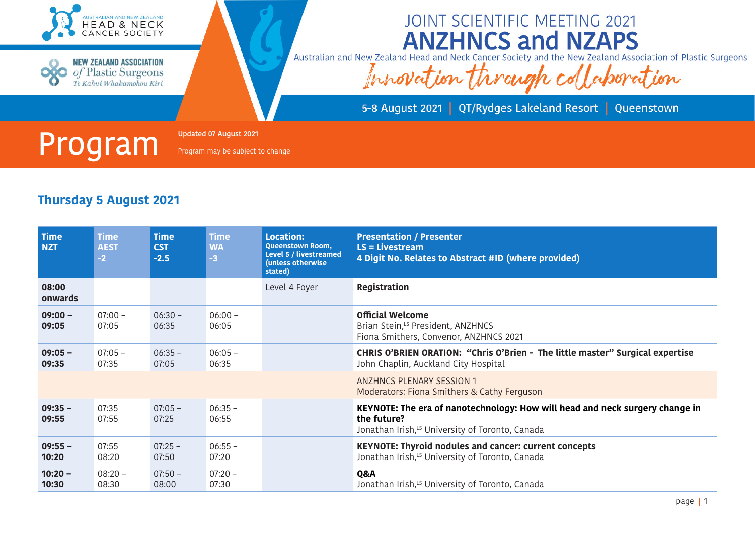AUSTRALIAN AND NEW ZEALAND HEAD & NECK CANCER SOCIETY

NEW ZEALAND ASSOCIATION of Plastic Surgeons
Te Kāhui Whakamohou Kiri

# JOINT SCIENTIFIC MEETING 2021
# ANZHNCS and NZAPS

Australian and New Zealand Head and Neck Cancer Society and the New Zealand Association of Plastic Surgeons

*Innovation through collaboration*

5-8 August 2021 | QT/Rydges Lakeland Resort | Queenstown

# Program

**Updated 07 August 2021**

Program may be subject to change

## Thursday 5 August 2021

| Time NZT | Time AEST -2 | Time CST -2.5 | Time WA -3 | Location: Queenstown Room, Level 5 / livestreamed (unless otherwise stated) | Presentation / Presenter LS = Livestream 4 Digit No. Relates to Abstract #ID (where provided) |
|---|---|---|---|---|---|
| **08:00 onwards** | | | | Level 4 Foyer | **Registration** |
| **09:00 – 09:05** | 07:00 – 07:05 | 06:30 – 06:35 | 06:00 – 06:05 | | **Official Welcome**<br>Brian Stein,[LS] President, ANZHNCS<br>Fiona Smithers, Convenor, ANZHNCS 2021 |
| **09:05 – 09:35** | 07:05 – 07:35 | 06:35 – 07:05 | 06:05 – 06:35 | | **CHRIS O'BRIEN ORATION: "Chris O'Brien - The little master" Surgical expertise**<br>John Chaplin, Auckland City Hospital |
| | | | | | ANZHNCS PLENARY SESSION 1<br>Moderators: Fiona Smithers & Cathy Ferguson |
| **09:35 – 09:55** | 07:35 07:55 | 07:05 – 07:25 | 06:35 – 06:55 | | **KEYNOTE: The era of nanotechnology: How will head and neck surgery change in the future?**<br>Jonathan Irish,[LS] University of Toronto, Canada |
| **09:55 – 10:20** | 07:55 08:20 | 07:25 – 07:50 | 06:55 – 07:20 | | **KEYNOTE: Thyroid nodules and cancer: current concepts**<br>Jonathan Irish,[LS] University of Toronto, Canada |
| **10:20 – 10:30** | 08:20 – 08:30 | 07:50 – 08:00 | 07:20 – 07:30 | | **Q&A**<br>Jonathan Irish,[LS] University of Toronto, Canada |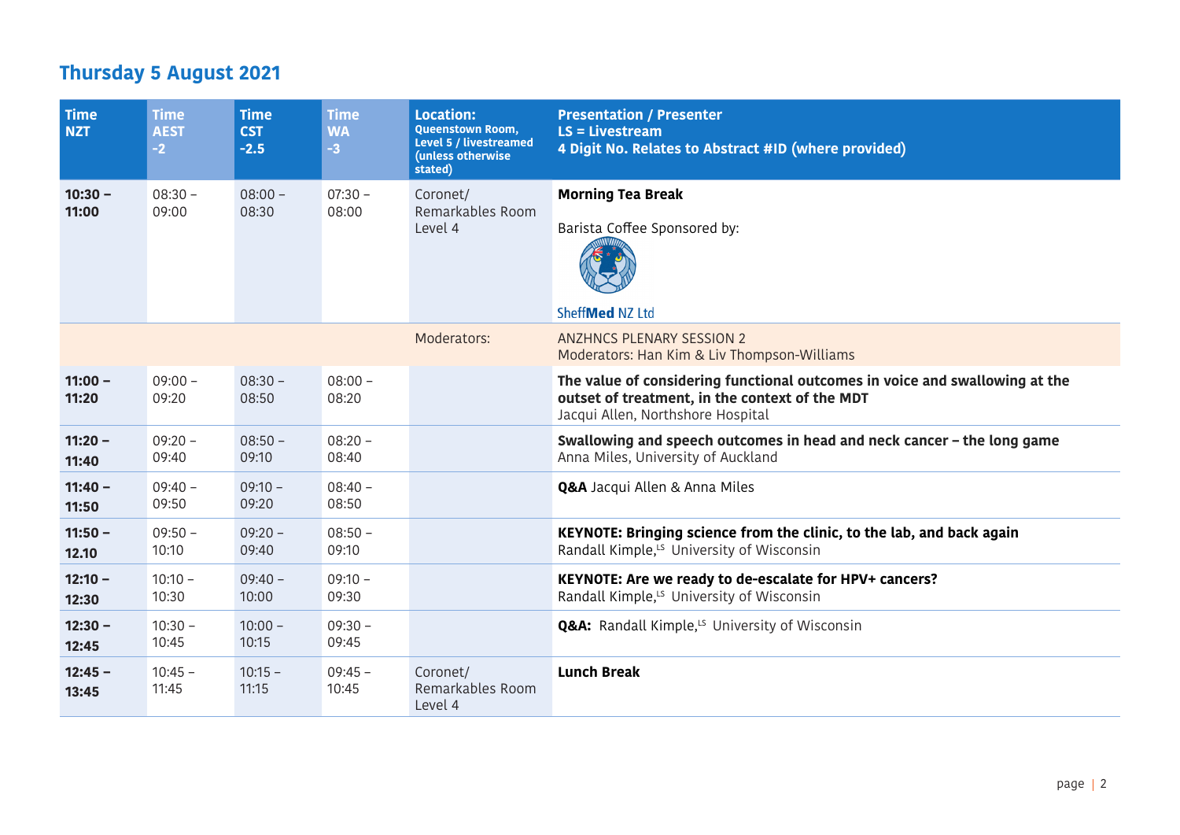## Thursday 5 August 2021

| Time NZT | Time AEST -2 | Time CST -2.5 | Time WA -3 | Location: Queenstown Room, Level 5 / livestreamed (unless otherwise stated) | Presentation / Presenter LS = Livestream 4 Digit No. Relates to Abstract #ID (where provided) |
|---|---|---|---|---|---|
| **10:30 – 11:00** | 08:30 – 09:00 | 08:00 – 08:30 | 07:30 – 08:00 | Coronet/ Remarkables Room Level 4 | **Morning Tea Break**<br><br>Barista Coffee Sponsored by:<br>SheffMed NZ Ltd |
| | | | | Moderators: | ANZHNCS PLENARY SESSION 2<br>Moderators: Han Kim & Liv Thompson-Williams |
| **11:00 – 11:20** | 09:00 – 09:20 | 08:30 – 08:50 | 08:00 – 08:20 | | **The value of considering functional outcomes in voice and swallowing at the outset of treatment, in the context of the MDT**<br>Jacqui Allen, Northshore Hospital |
| **11:20 – 11:40** | 09:20 – 09:40 | 08:50 – 09:10 | 08:20 – 08:40 | | **Swallowing and speech outcomes in head and neck cancer – the long game**<br>Anna Miles, University of Auckland |
| **11:40 – 11:50** | 09:40 – 09:50 | 09:10 – 09:20 | 08:40 – 08:50 | | **Q&A** Jacqui Allen & Anna Miles |
| **11:50 – 12.10** | 09:50 – 10:10 | 09:20 – 09:40 | 08:50 – 09:10 | | **KEYNOTE: Bringing science from the clinic, to the lab, and back again**<br>Randall Kimple,[LS] University of Wisconsin |
| **12:10 – 12:30** | 10:10 – 10:30 | 09:40 – 10:00 | 09:10 – 09:30 | | **KEYNOTE: Are we ready to de-escalate for HPV+ cancers?**<br>Randall Kimple,[LS] University of Wisconsin |
| **12:30 – 12:45** | 10:30 – 10:45 | 10:00 – 10:15 | 09:30 – 09:45 | | **Q&A:** Randall Kimple,[LS] University of Wisconsin |
| **12:45 – 13:45** | 10:45 – 11:45 | 10:15 – 11:15 | 09:45 – 10:45 | Coronet/ Remarkables Room Level 4 | **Lunch Break** |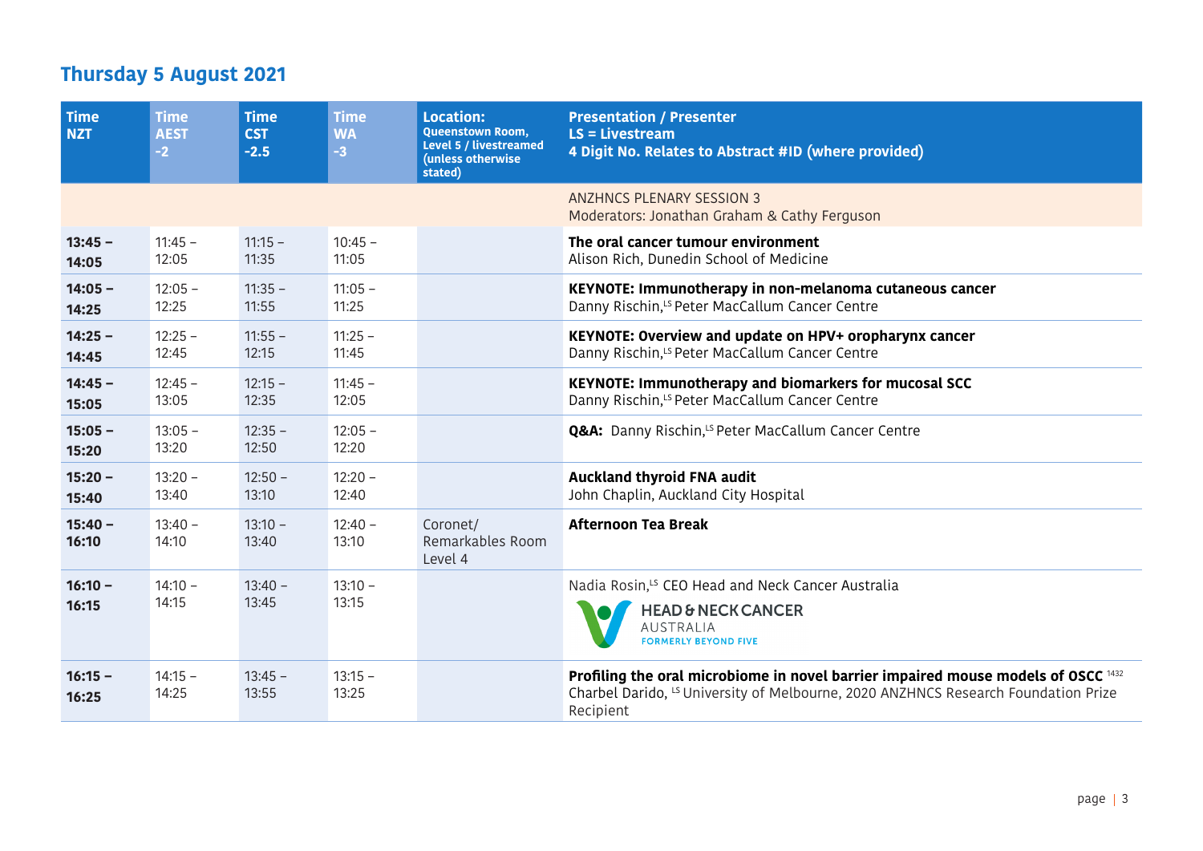## Thursday 5 August 2021

| Time NZT | Time AEST -2 | Time CST -2.5 | Time WA -3 | Location: Queenstown Room, Level 5 / livestreamed (unless otherwise stated) | Presentation / Presenter LS = Livestream 4 Digit No. Relates to Abstract #ID (where provided) |
|---|---|---|---|---|---|
| | | | | | ANZHNCS PLENARY SESSION 3<br>Moderators: Jonathan Graham & Cathy Ferguson |
| **13:45 – 14:05** | 11:45 – 12:05 | 11:15 – 11:35 | 10:45 – 11:05 | | **The oral cancer tumour environment**<br>Alison Rich, Dunedin School of Medicine |
| **14:05 – 14:25** | 12:05 – 12:25 | 11:35 – 11:55 | 11:05 – 11:25 | | **KEYNOTE: Immunotherapy in non-melanoma cutaneous cancer**<br>Danny Rischin,[LS] Peter MacCallum Cancer Centre |
| **14:25 – 14:45** | 12:25 – 12:45 | 11:55 – 12:15 | 11:25 – 11:45 | | **KEYNOTE: Overview and update on HPV+ oropharynx cancer**<br>Danny Rischin,[LS] Peter MacCallum Cancer Centre |
| **14:45 – 15:05** | 12:45 – 13:05 | 12:15 – 12:35 | 11:45 – 12:05 | | **KEYNOTE: Immunotherapy and biomarkers for mucosal SCC**<br>Danny Rischin,[LS] Peter MacCallum Cancer Centre |
| **15:05 – 15:20** | 13:05 – 13:20 | 12:35 – 12:50 | 12:05 – 12:20 | | **Q&A:** Danny Rischin,[LS] Peter MacCallum Cancer Centre |
| **15:20 – 15:40** | 13:20 – 13:40 | 12:50 – 13:10 | 12:20 – 12:40 | | **Auckland thyroid FNA audit**<br>John Chaplin, Auckland City Hospital |
| **15:40 – 16:10** | 13:40 – 14:10 | 13:10 – 13:40 | 12:40 – 13:10 | Coronet/ Remarkables Room Level 4 | **Afternoon Tea Break** |
| **16:10 – 16:15** | 14:10 – 14:15 | 13:40 – 13:45 | 13:10 – 13:15 | | Nadia Rosin,[LS] CEO Head and Neck Cancer Australia<br>HEAD & NECK CANCER AUSTRALIA FORMERLY BEYOND FIVE |
| **16:15 – 16:25** | 14:15 – 14:25 | 13:45 – 13:55 | 13:15 – 13:25 | | **Profiling the oral microbiome in novel barrier impaired mouse models of OSCC** [1432]<br>Charbel Darido, [LS] University of Melbourne, 2020 ANZHNCS Research Foundation Prize Recipient |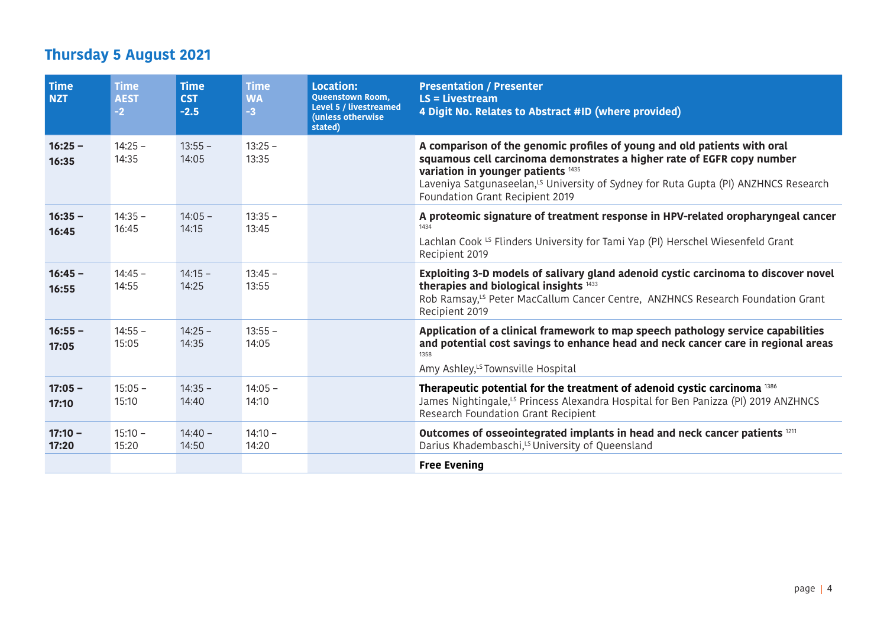## Thursday 5 August 2021

| Time NZT | Time AEST -2 | Time CST -2.5 | Time WA -3 | Location: Queenstown Room, Level 5 / livestreamed (unless otherwise stated) | Presentation / Presenter LS = Livestream 4 Digit No. Relates to Abstract #ID (where provided) |
|---|---|---|---|---|---|
| **16:25 – 16:35** | 14:25 – 14:35 | 13:55 – 14:05 | 13:25 – 13:35 | | **A comparison of the genomic profiles of young and old patients with oral squamous cell carcinoma demonstrates a higher rate of EGFR copy number variation in younger patients** [1435] Laveniya Satgunaseelan,[LS] University of Sydney for Ruta Gupta (PI) ANZHNCS Research Foundation Grant Recipient 2019 |
| **16:35 – 16:45** | 14:35 – 16:45 | 14:05 – 14:15 | 13:35 – 13:45 | | **A proteomic signature of treatment response in HPV-related oropharyngeal cancer** [1434] Lachlan Cook [LS] Flinders University for Tami Yap (PI) Herschel Wiesenfeld Grant Recipient 2019 |
| **16:45 – 16:55** | 14:45 – 14:55 | 14:15 – 14:25 | 13:45 – 13:55 | | **Exploiting 3-D models of salivary gland adenoid cystic carcinoma to discover novel therapies and biological insights** [1433] Rob Ramsay,[LS] Peter MacCallum Cancer Centre, ANZHNCS Research Foundation Grant Recipient 2019 |
| **16:55 – 17:05** | 14:55 – 15:05 | 14:25 – 14:35 | 13:55 – 14:05 | | **Application of a clinical framework to map speech pathology service capabilities and potential cost savings to enhance head and neck cancer care in regional areas** [1358] Amy Ashley,[LS] Townsville Hospital |
| **17:05 – 17:10** | 15:05 – 15:10 | 14:35 – 14:40 | 14:05 – 14:10 | | **Therapeutic potential for the treatment of adenoid cystic carcinoma** [1386] James Nightingale,[LS] Princess Alexandra Hospital for Ben Panizza (PI) 2019 ANZHNCS Research Foundation Grant Recipient |
| **17:10 – 17:20** | 15:10 – 15:20 | 14:40 – 14:50 | 14:10 – 14:20 | | **Outcomes of osseointegrated implants in head and neck cancer patients** [1211] Darius Khadembaschi,[LS] University of Queensland |
| | | | | | **Free Evening** |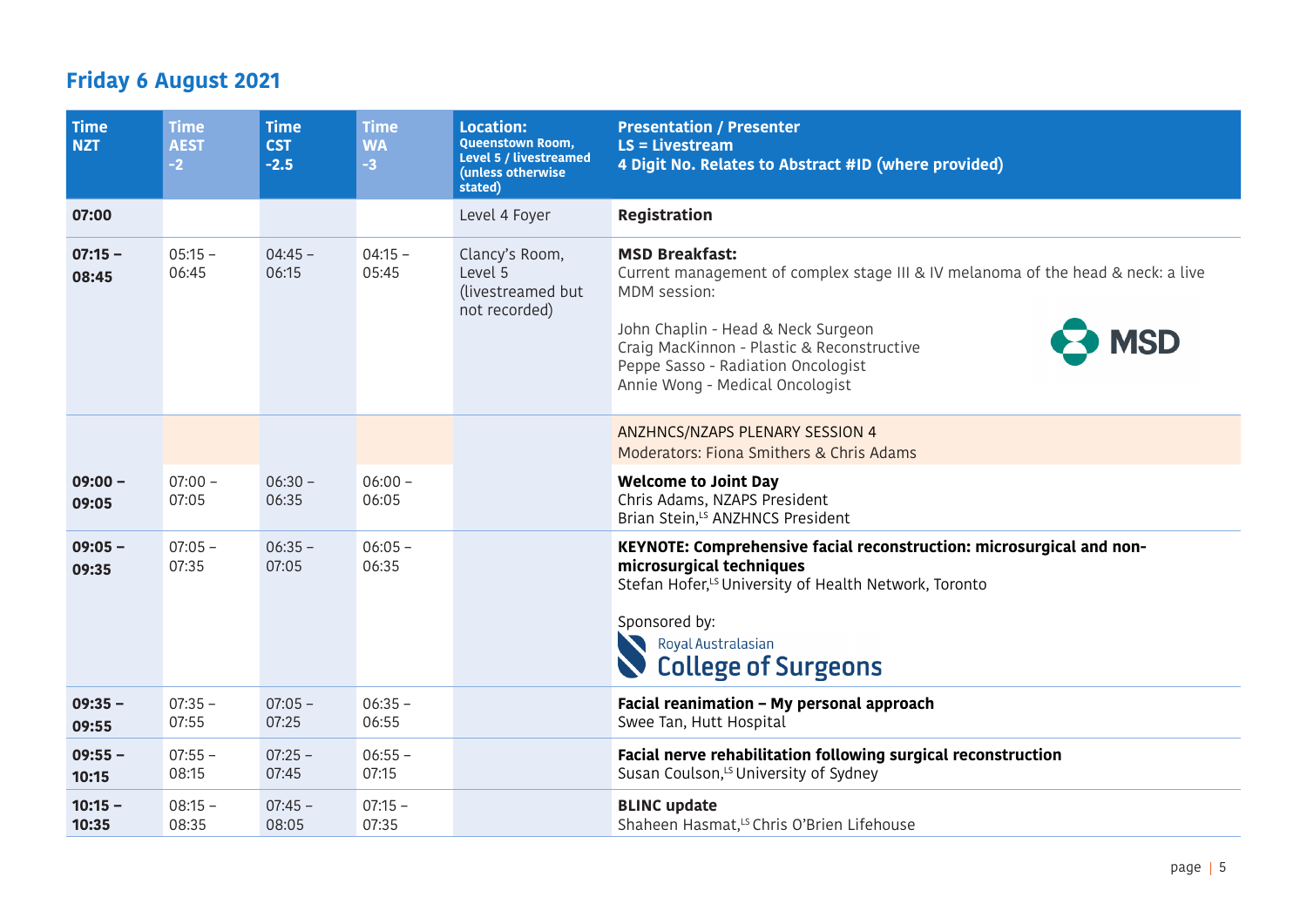## Friday 6 August 2021

| Time NZT | Time AEST -2 | Time CST -2.5 | Time WA -3 | Location: Queenstown Room, Level 5 / livestreamed (unless otherwise stated) | Presentation / Presenter LS = Livestream 4 Digit No. Relates to Abstract #ID (where provided) |
|---|---|---|---|---|---|
| **07:00** | | | | Level 4 Foyer | **Registration** |
| **07:15 – 08:45** | 05:15 – 06:45 | 04:45 – 06:15 | 04:15 – 05:45 | Clancy's Room, Level 5 (livestreamed but not recorded) | **MSD Breakfast:** Current management of complex stage III & IV melanoma of the head & neck: a live MDM session: John Chaplin - Head & Neck Surgeon Craig MacKinnon - Plastic & Reconstructive Peppe Sasso - Radiation Oncologist Annie Wong - Medical Oncologist MSD |
| | | | | | ANZHNCS/NZAPS PLENARY SESSION 4 Moderators: Fiona Smithers & Chris Adams |
| **09:00 – 09:05** | 07:00 – 07:05 | 06:30 – 06:35 | 06:00 – 06:05 | | **Welcome to Joint Day** Chris Adams, NZAPS President Brian Stein,[LS] ANZHNCS President |
| **09:05 – 09:35** | 07:05 – 07:35 | 06:35 – 07:05 | 06:05 – 06:35 | | **KEYNOTE: Comprehensive facial reconstruction: microsurgical and non-microsurgical techniques** Stefan Hofer,[LS] University of Health Network, Toronto Sponsored by: Royal Australasian College of Surgeons |
| **09:35 – 09:55** | 07:35 – 07:55 | 07:05 – 07:25 | 06:35 – 06:55 | | **Facial reanimation – My personal approach** Swee Tan, Hutt Hospital |
| **09:55 – 10:15** | 07:55 – 08:15 | 07:25 – 07:45 | 06:55 – 07:15 | | **Facial nerve rehabilitation following surgical reconstruction** Susan Coulson,[LS] University of Sydney |
| **10:15 – 10:35** | 08:15 – 08:35 | 07:45 – 08:05 | 07:15 – 07:35 | | **BLINC update** Shaheen Hasmat,[LS] Chris O'Brien Lifehouse |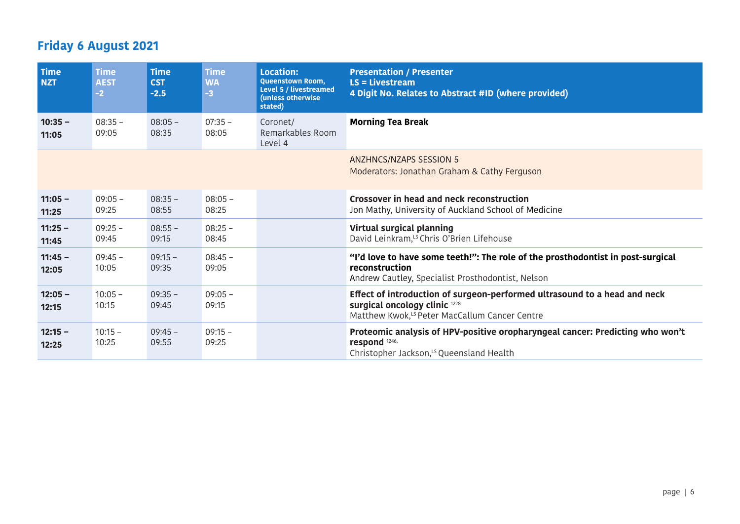## Friday 6 August 2021

| Time NZT | Time AEST -2 | Time CST -2.5 | Time WA -3 | Location: Queenstown Room, Level 5 / livestreamed (unless otherwise stated) | Presentation / Presenter LS = Livestream 4 Digit No. Relates to Abstract #ID (where provided) |
|---|---|---|---|---|---|
| **10:35 – 11:05** | 08:35 – 09:05 | 08:05 – 08:35 | 07:35 – 08:05 | Coronet/ Remarkables Room Level 4 | **Morning Tea Break** |
| | | | | | ANZHNCS/NZAPS SESSION 5<br>Moderators: Jonathan Graham & Cathy Ferguson |
| **11:05 – 11:25** | 09:05 – 09:25 | 08:35 – 08:55 | 08:05 – 08:25 | | **Crossover in head and neck reconstruction**<br>Jon Mathy, University of Auckland School of Medicine |
| **11:25 – 11:45** | 09:25 – 09:45 | 08:55 – 09:15 | 08:25 – 08:45 | | **Virtual surgical planning**<br>David Leinkram,[LS] Chris O'Brien Lifehouse |
| **11:45 – 12:05** | 09:45 – 10:05 | 09:15 – 09:35 | 08:45 – 09:05 | | **"I'd love to have some teeth!": The role of the prosthodontist in post-surgical reconstruction**<br>Andrew Cautley, Specialist Prosthodontist, Nelson |
| **12:05 – 12:15** | 10:05 – 10:15 | 09:35 – 09:45 | 09:05 – 09:15 | | **Effect of introduction of surgeon-performed ultrasound to a head and neck surgical oncology clinic** [1228]<br>Matthew Kwok,[LS] Peter MacCallum Cancer Centre |
| **12:15 – 12:25** | 10:15 – 10:25 | 09:45 – 09:55 | 09:15 – 09:25 | | **Proteomic analysis of HPV-positive oropharyngeal cancer: Predicting who won't respond** [1246]<br>Christopher Jackson,[LS] Queensland Health |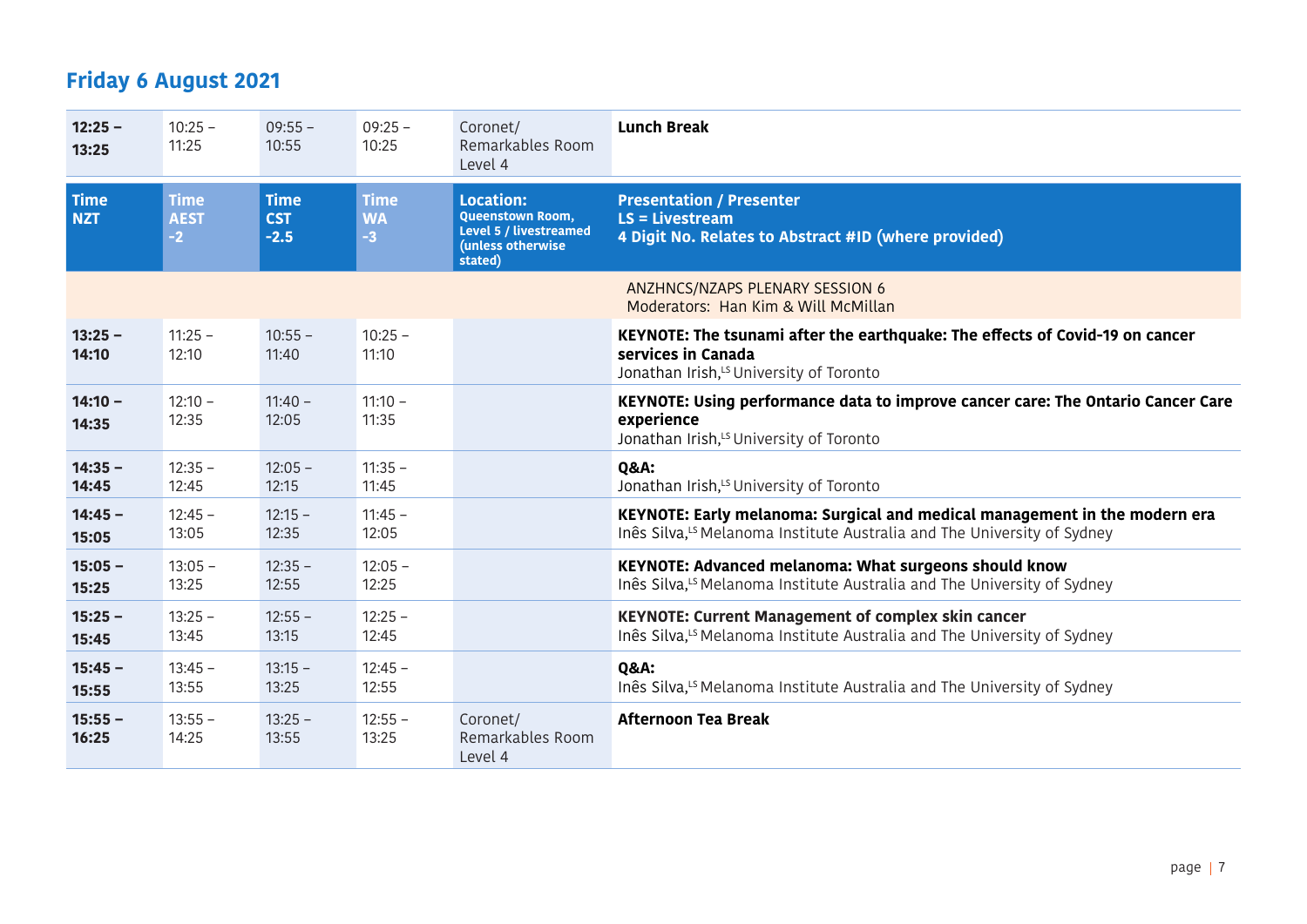## Friday 6 August 2021

| Time NZT | Time AEST -2 | Time CST -2.5 | Time WA -3 | Location: Queenstown Room, Level 5 / livestreamed (unless otherwise stated) | Presentation / Presenter LS = Livestream 4 Digit No. Relates to Abstract #ID (where provided) |
|---|---|---|---|---|---|
| **12:25 – 13:25** | 10:25 – 11:25 | 09:55 – 10:55 | 09:25 – 10:25 | Coronet/ Remarkables Room Level 4 | **Lunch Break** |
| | | | | | ANZHNCS/NZAPS PLENARY SESSION 6<br>Moderators: Han Kim & Will McMillan |
| **13:25 – 14:10** | 11:25 – 12:10 | 10:55 – 11:40 | 10:25 – 11:10 | | **KEYNOTE: The tsunami after the earthquake: The effects of Covid-19 on cancer services in Canada**<br>Jonathan Irish,[LS] University of Toronto |
| **14:10 – 14:35** | 12:10 – 12:35 | 11:40 – 12:05 | 11:10 – 11:35 | | **KEYNOTE: Using performance data to improve cancer care: The Ontario Cancer Care experience**<br>Jonathan Irish,[LS] University of Toronto |
| **14:35 – 14:45** | 12:35 – 12:45 | 12:05 – 12:15 | 11:35 – 11:45 | | **Q&A:**<br>Jonathan Irish,[LS] University of Toronto |
| **14:45 – 15:05** | 12:45 – 13:05 | 12:15 – 12:35 | 11:45 – 12:05 | | **KEYNOTE: Early melanoma: Surgical and medical management in the modern era**<br>Inês Silva,[LS] Melanoma Institute Australia and The University of Sydney |
| **15:05 – 15:25** | 13:05 – 13:25 | 12:35 – 12:55 | 12:05 – 12:25 | | **KEYNOTE: Advanced melanoma: What surgeons should know**<br>Inês Silva,[LS] Melanoma Institute Australia and The University of Sydney |
| **15:25 – 15:45** | 13:25 – 13:45 | 12:55 – 13:15 | 12:25 – 12:45 | | **KEYNOTE: Current Management of complex skin cancer**<br>Inês Silva,[LS] Melanoma Institute Australia and The University of Sydney |
| **15:45 – 15:55** | 13:45 – 13:55 | 13:15 – 13:25 | 12:45 – 12:55 | | **Q&A:**<br>Inês Silva,[LS] Melanoma Institute Australia and The University of Sydney |
| **15:55 – 16:25** | 13:55 – 14:25 | 13:25 – 13:55 | 12:55 – 13:25 | Coronet/ Remarkables Room Level 4 | **Afternoon Tea Break** |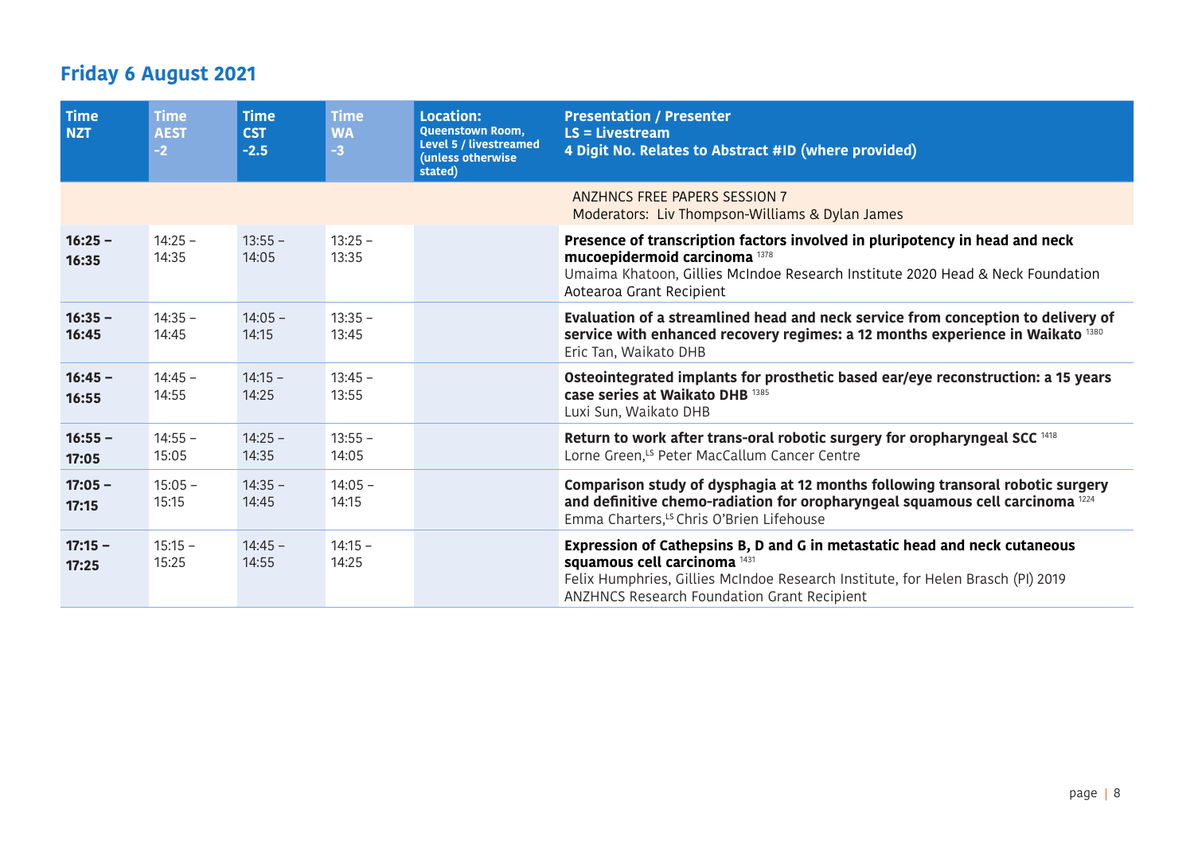## Friday 6 August 2021

| Time NZT | Time AEST -2 | Time CST -2.5 | Time WA -3 | Location: Queenstown Room, Level 5 / livestreamed (unless otherwise stated) | Presentation / Presenter LS = Livestream 4 Digit No. Relates to Abstract #ID (where provided) |
|---|---|---|---|---|---|
| | | | | | ANZHNCS FREE PAPERS SESSION 7<br>Moderators: Liv Thompson-Williams & Dylan James |
| **16:25 – 16:35** | 14:25 – 14:35 | 13:55 – 14:05 | 13:25 – 13:35 | | **Presence of transcription factors involved in pluripotency in head and neck mucoepidermoid carcinoma** [1378]<br>Umaima Khatoon, Gillies McIndoe Research Institute 2020 Head & Neck Foundation Aotearoa Grant Recipient |
| **16:35 – 16:45** | 14:35 – 14:45 | 14:05 – 14:15 | 13:35 – 13:45 | | **Evaluation of a streamlined head and neck service from conception to delivery of service with enhanced recovery regimes: a 12 months experience in Waikato** [1380]<br>Eric Tan, Waikato DHB |
| **16:45 – 16:55** | 14:45 – 14:55 | 14:15 – 14:25 | 13:45 – 13:55 | | **Osteointegrated implants for prosthetic based ear/eye reconstruction: a 15 years case series at Waikato DHB** [1385]<br>Luxi Sun, Waikato DHB |
| **16:55 – 17:05** | 14:55 – 15:05 | 14:25 – 14:35 | 13:55 – 14:05 | | **Return to work after trans-oral robotic surgery for oropharyngeal SCC** [1418]<br>Lorne Green,[LS] Peter MacCallum Cancer Centre |
| **17:05 – 17:15** | 15:05 – 15:15 | 14:35 – 14:45 | 14:05 – 14:15 | | **Comparison study of dysphagia at 12 months following transoral robotic surgery and definitive chemo-radiation for oropharyngeal squamous cell carcinoma** [1224]<br>Emma Charters,[LS] Chris O'Brien Lifehouse |
| **17:15 – 17:25** | 15:15 – 15:25 | 14:45 – 14:55 | 14:15 – 14:25 | | **Expression of Cathepsins B, D and G in metastatic head and neck cutaneous squamous cell carcinoma** [1431]<br>Felix Humphries, Gillies McIndoe Research Institute, for Helen Brasch (PI) 2019 ANZHNCS Research Foundation Grant Recipient |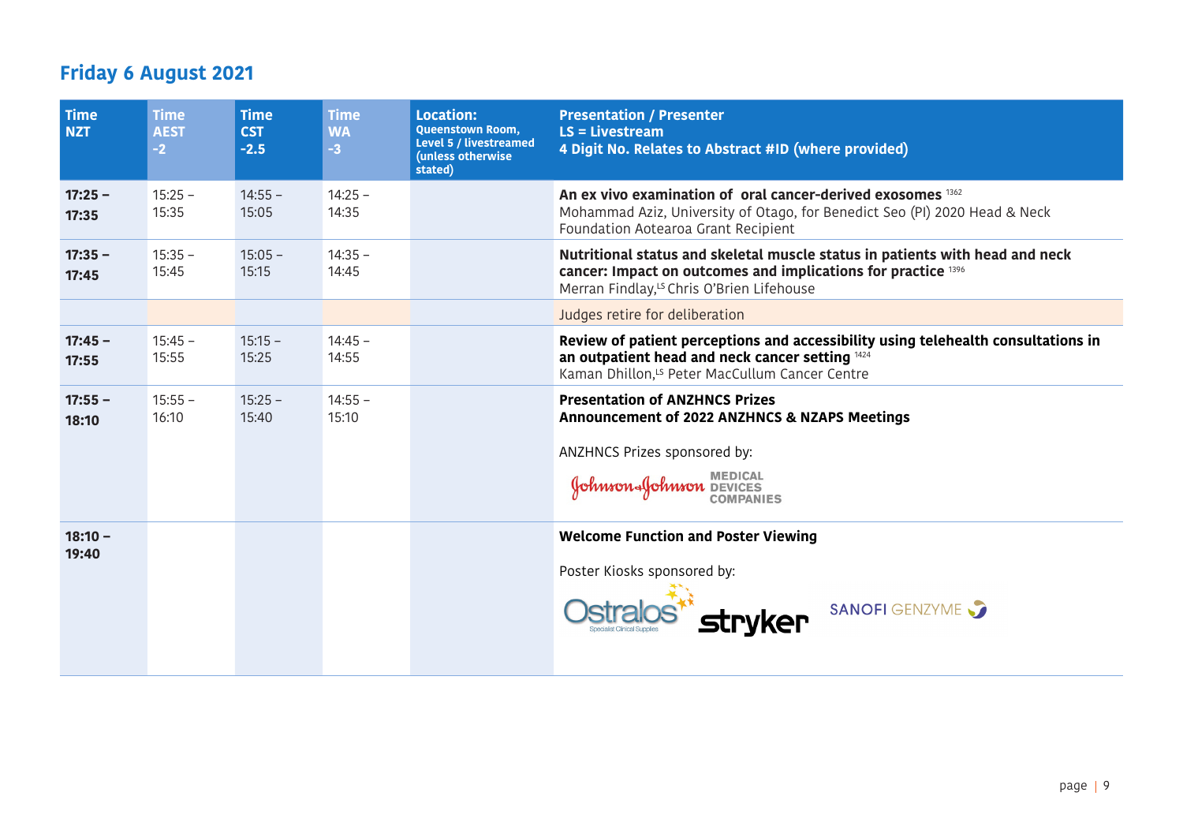## Friday 6 August 2021

| Time NZT | Time AEST -2 | Time CST -2.5 | Time WA -3 | Location: Queenstown Room, Level 5 / livestreamed (unless otherwise stated) | Presentation / Presenter LS = Livestream 4 Digit No. Relates to Abstract #ID (where provided) |
|---|---|---|---|---|---|
| **17:25 – 17:35** | 15:25 – 15:35 | 14:55 – 15:05 | 14:25 – 14:35 | | **An ex vivo examination of oral cancer-derived exosomes** [1362] Mohammad Aziz, University of Otago, for Benedict Seo (PI) 2020 Head & Neck Foundation Aotearoa Grant Recipient |
| **17:35 – 17:45** | 15:35 – 15:45 | 15:05 – 15:15 | 14:35 – 14:45 | | **Nutritional status and skeletal muscle status in patients with head and neck cancer: Impact on outcomes and implications for practice** [1396] Merran Findlay,[LS] Chris O'Brien Lifehouse |
| | | | | | Judges retire for deliberation |
| **17:45 – 17:55** | 15:45 – 15:55 | 15:15 – 15:25 | 14:45 – 14:55 | | **Review of patient perceptions and accessibility using telehealth consultations in an outpatient head and neck cancer setting** [1424] Kaman Dhillon,[LS] Peter MacCullum Cancer Centre |
| **17:55 – 18:10** | 15:55 – 16:10 | 15:25 – 15:40 | 14:55 – 15:10 | | **Presentation of ANZHNCS Prizes** **Announcement of 2022 ANZHNCS & NZAPS Meetings** ANZHNCS Prizes sponsored by: Johnson & Johnson Medical Devices Companies |
| **18:10 – 19:40** | | | | | **Welcome Function and Poster Viewing** Poster Kiosks sponsored by: Ostralos Specialist Clinical Supplies, stryker, SANOFI GENZYME |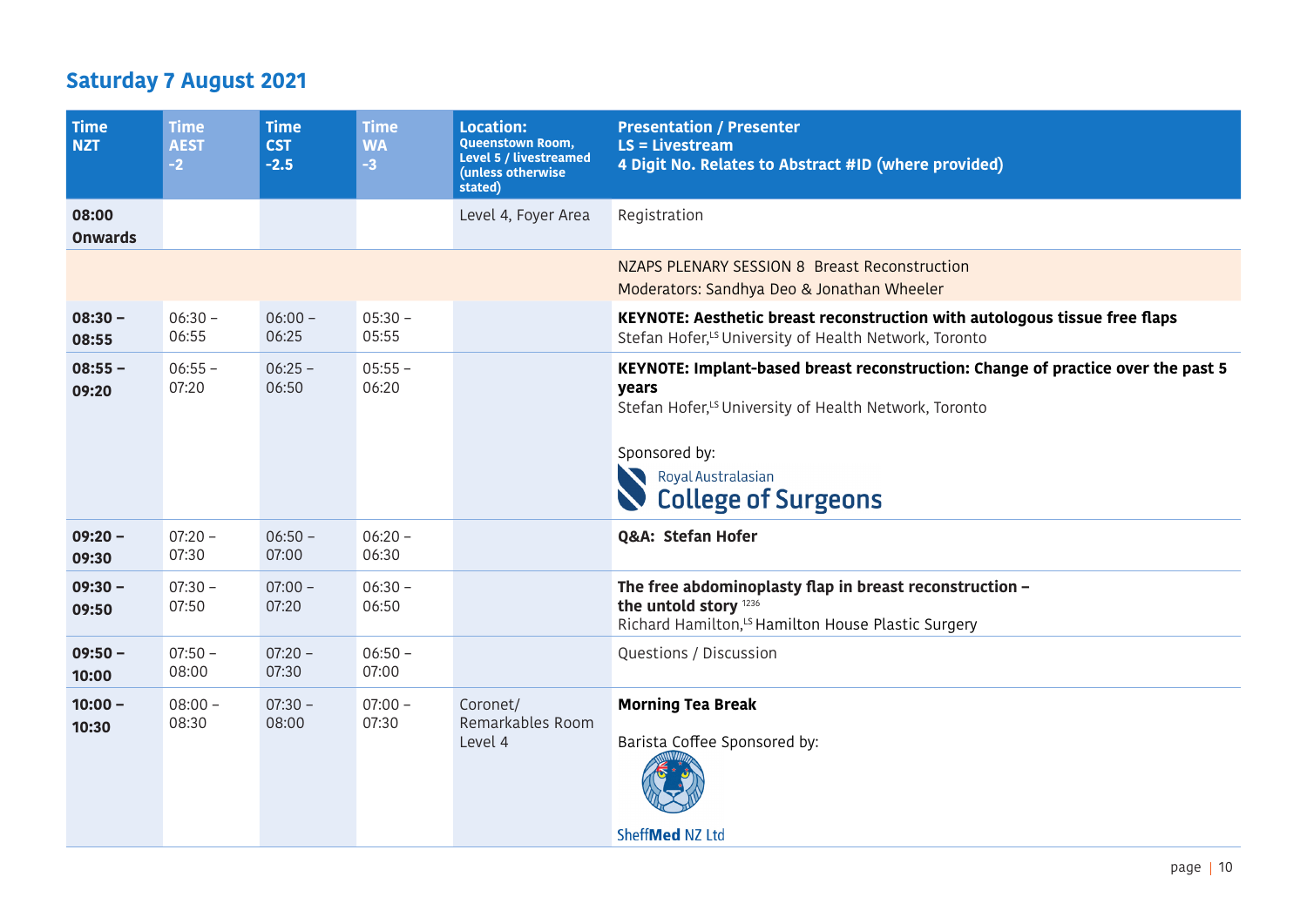## Saturday 7 August 2021

| Time NZT | Time AEST -2 | Time CST -2.5 | Time WA -3 | Location: Queenstown Room, Level 5 / livestreamed (unless otherwise stated) | Presentation / Presenter LS = Livestream 4 Digit No. Relates to Abstract #ID (where provided) |
|---|---|---|---|---|---|
| **08:00 Onwards** | | | | Level 4, Foyer Area | Registration |
| | | | | | NZAPS PLENARY SESSION 8 Breast Reconstruction<br>Moderators: Sandhya Deo & Jonathan Wheeler |
| **08:30 – 08:55** | 06:30 – 06:55 | 06:00 – 06:25 | 05:30 – 05:55 | | **KEYNOTE: Aesthetic breast reconstruction with autologous tissue free flaps**<br>Stefan Hofer,[LS] University of Health Network, Toronto |
| **08:55 – 09:20** | 06:55 – 07:20 | 06:25 – 06:50 | 05:55 – 06:20 | | **KEYNOTE: Implant-based breast reconstruction: Change of practice over the past 5 years**<br>Stefan Hofer,[LS] University of Health Network, Toronto<br><br>Sponsored by:<br>Royal Australasian College of Surgeons |
| **09:20 – 09:30** | 07:20 – 07:30 | 06:50 – 07:00 | 06:20 – 06:30 | | **Q&A: Stefan Hofer** |
| **09:30 – 09:50** | 07:30 – 07:50 | 07:00 – 07:20 | 06:30 – 06:50 | | **The free abdominoplasty flap in breast reconstruction – the untold story** [1236]<br>Richard Hamilton,[LS] Hamilton House Plastic Surgery |
| **09:50 – 10:00** | 07:50 – 08:00 | 07:20 – 07:30 | 06:50 – 07:00 | | Questions / Discussion |
| **10:00 – 10:30** | 08:00 – 08:30 | 07:30 – 08:00 | 07:00 – 07:30 | Coronet/ Remarkables Room Level 4 | **Morning Tea Break**<br><br>Barista Coffee Sponsored by:<br>SheffMed NZ Ltd |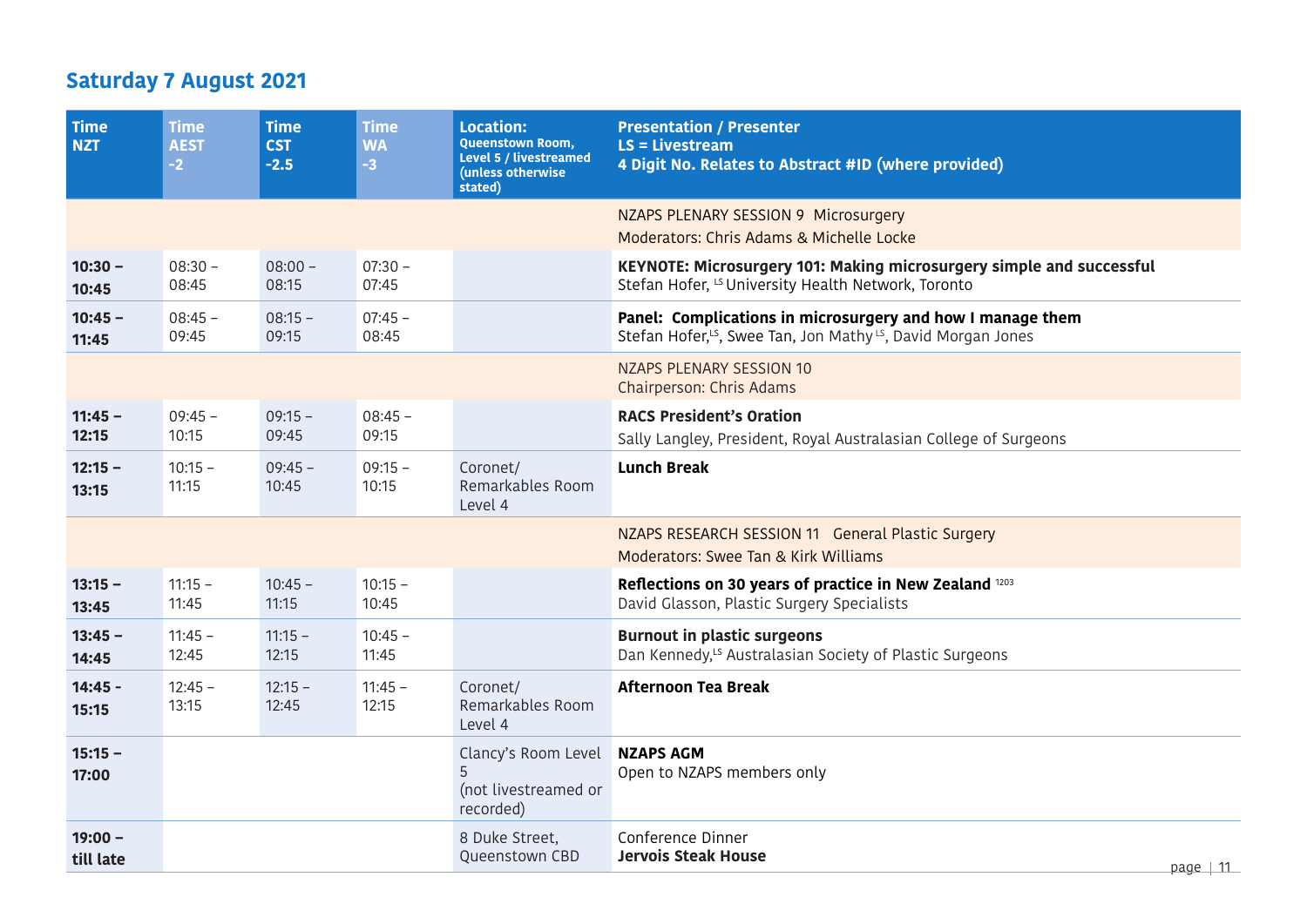## Saturday 7 August 2021

| Time NZT | Time AEST -2 | Time CST -2.5 | Time WA -3 | Location: Queenstown Room, Level 5 / livestreamed (unless otherwise stated) | Presentation / Presenter LS = Livestream 4 Digit No. Relates to Abstract #ID (where provided) |
|---|---|---|---|---|---|
| | | | | | NZAPS PLENARY SESSION 9 Microsurgery<br>Moderators: Chris Adams & Michelle Locke |
| **10:30 – 10:45** | 08:30 – 08:45 | 08:00 – 08:15 | 07:30 – 07:45 | | **KEYNOTE: Microsurgery 101: Making microsurgery simple and successful**<br>Stefan Hofer, [LS] University Health Network, Toronto |
| **10:45 – 11:45** | 08:45 – 09:45 | 08:15 – 09:15 | 07:45 – 08:45 | | **Panel: Complications in microsurgery and how I manage them**<br>Stefan Hofer,[LS], Swee Tan, Jon Mathy [LS], David Morgan Jones |
| | | | | | NZAPS PLENARY SESSION 10<br>Chairperson: Chris Adams |
| **11:45 – 12:15** | 09:45 – 10:15 | 09:15 – 09:45 | 08:45 – 09:15 | | **RACS President's Oration**<br>Sally Langley, President, Royal Australasian College of Surgeons |
| **12:15 – 13:15** | 10:15 – 11:15 | 09:45 – 10:45 | 09:15 – 10:15 | Coronet/ Remarkables Room Level 4 | **Lunch Break** |
| | | | | | NZAPS RESEARCH SESSION 11 General Plastic Surgery<br>Moderators: Swee Tan & Kirk Williams |
| **13:15 – 13:45** | 11:15 – 11:45 | 10:45 – 11:15 | 10:15 – 10:45 | | **Reflections on 30 years of practice in New Zealand** [1203]<br>David Glasson, Plastic Surgery Specialists |
| **13:45 – 14:45** | 11:45 – 12:45 | 11:15 – 12:15 | 10:45 – 11:45 | | **Burnout in plastic surgeons**<br>Dan Kennedy,[LS] Australasian Society of Plastic Surgeons |
| **14:45 - 15:15** | 12:45 – 13:15 | 12:15 – 12:45 | 11:45 – 12:15 | Coronet/ Remarkables Room Level 4 | **Afternoon Tea Break** |
| **15:15 – 17:00** | | | | Clancy's Room Level 5 (not livestreamed or recorded) | **NZAPS AGM**<br>Open to NZAPS members only |
| **19:00 – till late** | | | | 8 Duke Street, Queenstown CBD | Conference Dinner<br>**Jervois Steak House** |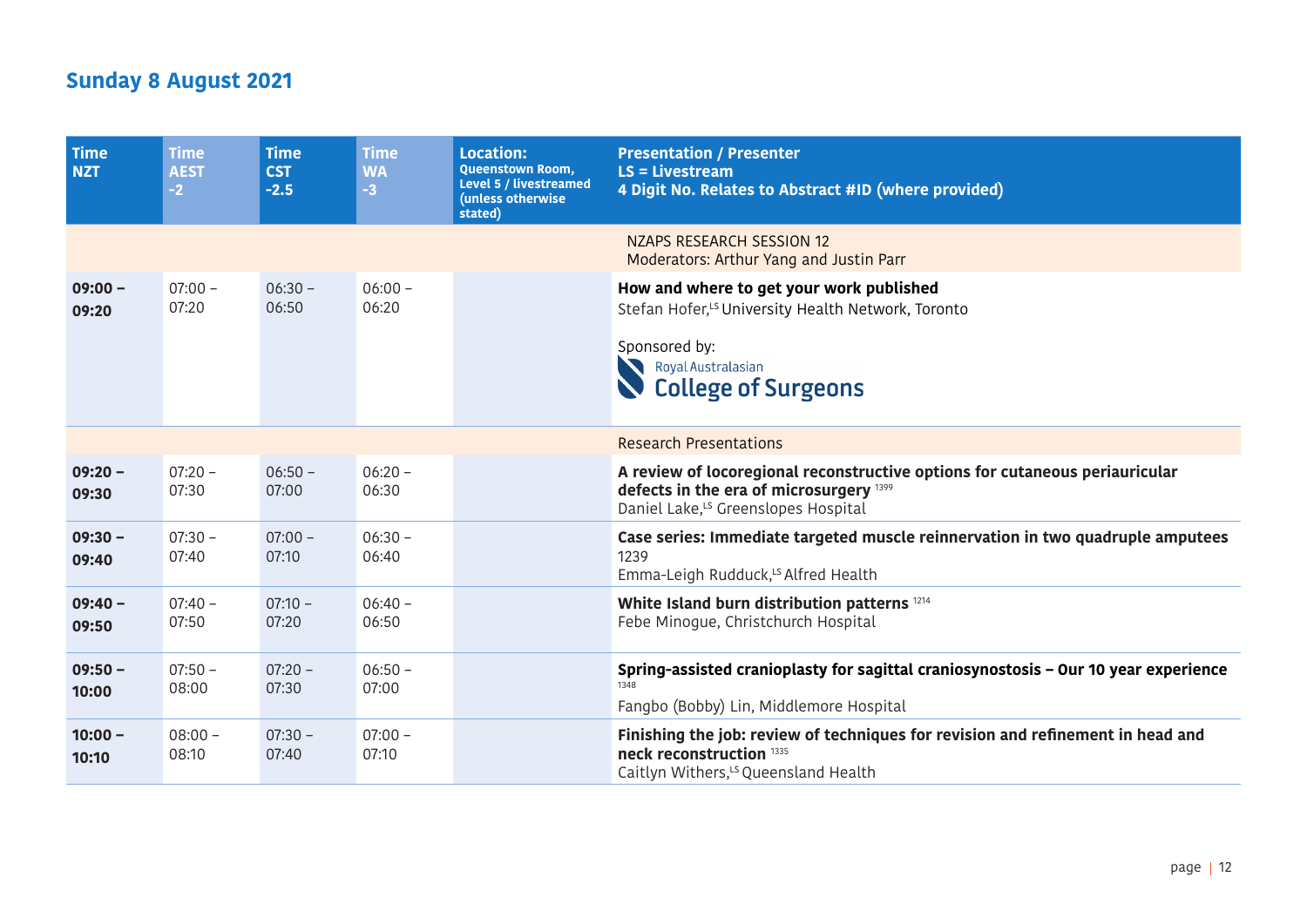## Sunday 8 August 2021

| Time NZT | Time AEST -2 | Time CST -2.5 | Time WA -3 | Location: Queenstown Room, Level 5 / livestreamed (unless otherwise stated) | Presentation / Presenter LS = Livestream 4 Digit No. Relates to Abstract #ID (where provided) |
|---|---|---|---|---|---|
| | | | | | NZAPS RESEARCH SESSION 12<br>Moderators: Arthur Yang and Justin Parr |
| **09:00 – 09:20** | 07:00 – 07:20 | 06:30 – 06:50 | 06:00 – 06:20 | | **How and where to get your work published**<br>Stefan Hofer,[LS] University Health Network, Toronto<br><br>Sponsored by:<br>Royal Australasian College of Surgeons |
| | | | | | Research Presentations |
| **09:20 – 09:30** | 07:20 – 07:30 | 06:50 – 07:00 | 06:20 – 06:30 | | **A review of locoregional reconstructive options for cutaneous periauricular defects in the era of microsurgery** [1399]<br>Daniel Lake,[LS] Greenslopes Hospital |
| **09:30 – 09:40** | 07:30 – 07:40 | 07:00 – 07:10 | 06:30 – 06:40 | | **Case series: Immediate targeted muscle reinnervation in two quadruple amputees** 1239<br>Emma-Leigh Rudduck,[LS] Alfred Health |
| **09:40 – 09:50** | 07:40 – 07:50 | 07:10 – 07:20 | 06:40 – 06:50 | | **White Island burn distribution patterns** [1214]<br>Febe Minogue, Christchurch Hospital |
| **09:50 – 10:00** | 07:50 – 08:00 | 07:20 – 07:30 | 06:50 – 07:00 | | **Spring-assisted cranioplasty for sagittal craniosynostosis – Our 10 year experience** [1348]<br>Fangbo (Bobby) Lin, Middlemore Hospital |
| **10:00 – 10:10** | 08:00 – 08:10 | 07:30 – 07:40 | 07:00 – 07:10 | | **Finishing the job: review of techniques for revision and refinement in head and neck reconstruction** [1335]<br>Caitlyn Withers,[LS] Queensland Health |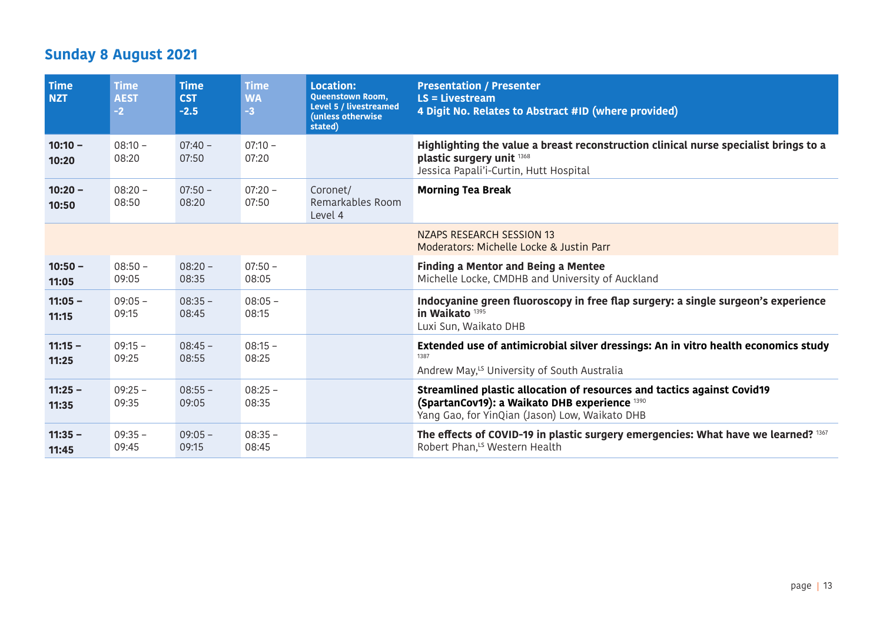## Sunday 8 August 2021

| Time NZT | Time AEST -2 | Time CST -2.5 | Time WA -3 | Location: Queenstown Room, Level 5 / livestreamed (unless otherwise stated) | Presentation / Presenter LS = Livestream 4 Digit No. Relates to Abstract #ID (where provided) |
|---|---|---|---|---|---|
| **10:10 – 10:20** | 08:10 – 08:20 | 07:40 – 07:50 | 07:10 – 07:20 | | **Highlighting the value a breast reconstruction clinical nurse specialist brings to a plastic surgery unit** [1368]<br>Jessica Papali'i-Curtin, Hutt Hospital |
| **10:20 – 10:50** | 08:20 – 08:50 | 07:50 – 08:20 | 07:20 – 07:50 | Coronet/ Remarkables Room Level 4 | **Morning Tea Break** |
| | | | | | NZAPS RESEARCH SESSION 13<br>Moderators: Michelle Locke & Justin Parr |
| **10:50 – 11:05** | 08:50 – 09:05 | 08:20 – 08:35 | 07:50 – 08:05 | | **Finding a Mentor and Being a Mentee**<br>Michelle Locke, CMDHB and University of Auckland |
| **11:05 – 11:15** | 09:05 – 09:15 | 08:35 – 08:45 | 08:05 – 08:15 | | **Indocyanine green fluoroscopy in free flap surgery: a single surgeon's experience in Waikato** [1395]<br>Luxi Sun, Waikato DHB |
| **11:15 – 11:25** | 09:15 – 09:25 | 08:45 – 08:55 | 08:15 – 08:25 | | **Extended use of antimicrobial silver dressings: An in vitro health economics study** [1387]<br>Andrew May,[LS] University of South Australia |
| **11:25 – 11:35** | 09:25 – 09:35 | 08:55 – 09:05 | 08:25 – 08:35 | | **Streamlined plastic allocation of resources and tactics against Covid19 (SpartanCov19): a Waikato DHB experience** [1390]<br>Yang Gao, for YinQian (Jason) Low, Waikato DHB |
| **11:35 – 11:45** | 09:35 – 09:45 | 09:05 – 09:15 | 08:35 – 08:45 | | **The effects of COVID-19 in plastic surgery emergencies: What have we learned?** [1367]<br>Robert Phan,[LS] Western Health |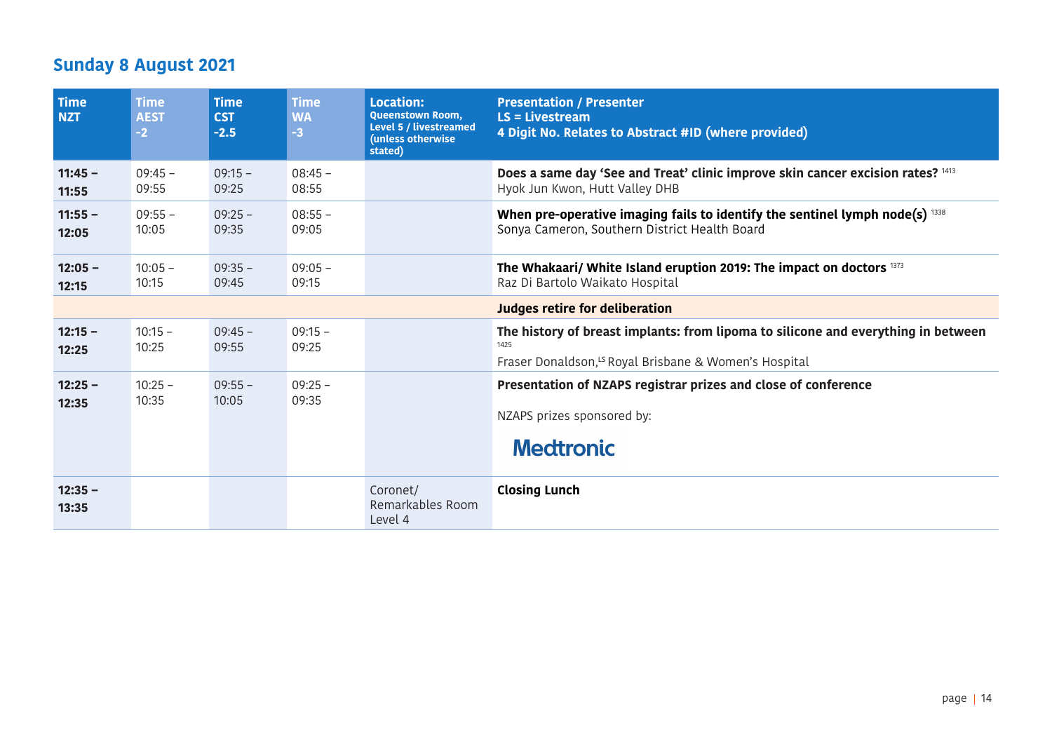## Sunday 8 August 2021

| Time NZT | Time AEST -2 | Time CST -2.5 | Time WA -3 | Location: Queenstown Room, Level 5 / livestreamed (unless otherwise stated) | Presentation / Presenter LS = Livestream 4 Digit No. Relates to Abstract #ID (where provided) |
|---|---|---|---|---|---|
| **11:45 – 11:55** | 09:45 – 09:55 | 09:15 – 09:25 | 08:45 – 08:55 | | **Does a same day 'See and Treat' clinic improve skin cancer excision rates?** [1413] Hyok Jun Kwon, Hutt Valley DHB |
| **11:55 – 12:05** | 09:55 – 10:05 | 09:25 – 09:35 | 08:55 – 09:05 | | **When pre-operative imaging fails to identify the sentinel lymph node(s)** [1338] Sonya Cameron, Southern District Health Board |
| **12:05 – 12:15** | 10:05 – 10:15 | 09:35 – 09:45 | 09:05 – 09:15 | | **The Whakaari/ White Island eruption 2019: The impact on doctors** [1373] Raz Di Bartolo Waikato Hospital |
| | | | | | **Judges retire for deliberation** |
| **12:15 – 12:25** | 10:15 – 10:25 | 09:45 – 09:55 | 09:15 – 09:25 | | **The history of breast implants: from lipoma to silicone and everything in between** [1425] Fraser Donaldson,[LS] Royal Brisbane & Women's Hospital |
| **12:25 – 12:35** | 10:25 – 10:35 | 09:55 – 10:05 | 09:25 – 09:35 | | **Presentation of NZAPS registrar prizes and close of conference** NZAPS prizes sponsored by: Medtronic |
| **12:35 – 13:35** | | | | Coronet/ Remarkables Room Level 4 | **Closing Lunch** |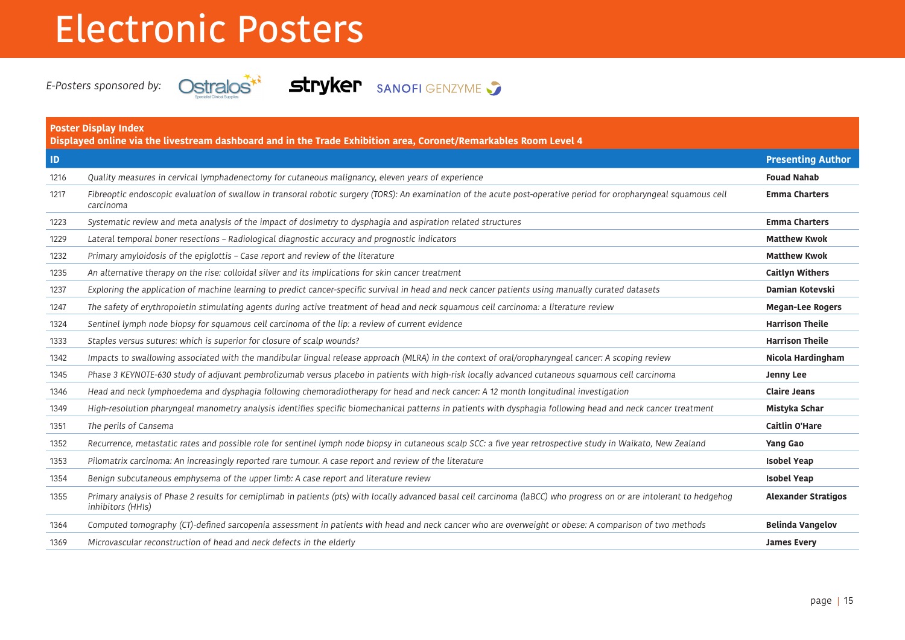# Electronic Posters

*E-Posters sponsored by:* Ostralos, stryker, SANOFI GENZYME

**Poster Display Index**
**Displayed online via the livestream dashboard and in the Trade Exhibition area, Coronet/Remarkables Room Level 4**

| ID | | Presenting Author |
|---|---|---|
| 1216 | *Quality measures in cervical lymphadenectomy for cutaneous malignancy, eleven years of experience* | **Fouad Nahab** |
| 1217 | *Fibreoptic endoscopic evaluation of swallow in transoral robotic surgery (TORS): An examination of the acute post-operative period for oropharyngeal squamous cell carcinoma* | **Emma Charters** |
| 1223 | *Systematic review and meta analysis of the impact of dosimetry to dysphagia and aspiration related structures* | **Emma Charters** |
| 1229 | *Lateral temporal boner resections – Radiological diagnostic accuracy and prognostic indicators* | **Matthew Kwok** |
| 1232 | *Primary amyloidosis of the epiglottis – Case report and review of the literature* | **Matthew Kwok** |
| 1235 | *An alternative therapy on the rise: colloidal silver and its implications for skin cancer treatment* | **Caitlyn Withers** |
| 1237 | *Exploring the application of machine learning to predict cancer-specific survival in head and neck cancer patients using manually curated datasets* | **Damian Kotevski** |
| 1247 | *The safety of erythropoietin stimulating agents during active treatment of head and neck squamous cell carcinoma: a literature review* | **Megan-Lee Rogers** |
| 1324 | *Sentinel lymph node biopsy for squamous cell carcinoma of the lip: a review of current evidence* | **Harrison Theile** |
| 1333 | *Staples versus sutures: which is superior for closure of scalp wounds?* | **Harrison Theile** |
| 1342 | *Impacts to swallowing associated with the mandibular lingual release approach (MLRA) in the context of oral/oropharyngeal cancer: A scoping review* | **Nicola Hardingham** |
| 1345 | *Phase 3 KEYNOTE-630 study of adjuvant pembrolizumab versus placebo in patients with high-risk locally advanced cutaneous squamous cell carcinoma* | **Jenny Lee** |
| 1346 | *Head and neck lymphoedema and dysphagia following chemoradiotherapy for head and neck cancer: A 12 month longitudinal investigation* | **Claire Jeans** |
| 1349 | *High-resolution pharyngeal manometry analysis identifies specific biomechanical patterns in patients with dysphagia following head and neck cancer treatment* | **Mistyka Schar** |
| 1351 | *The perils of Cansema* | **Caitlin O'Hare** |
| 1352 | *Recurrence, metastatic rates and possible role for sentinel lymph node biopsy in cutaneous scalp SCC: a five year retrospective study in Waikato, New Zealand* | **Yang Gao** |
| 1353 | *Pilomatrix carcinoma: An increasingly reported rare tumour. A case report and review of the literature* | **Isobel Yeap** |
| 1354 | *Benign subcutaneous emphysema of the upper limb: A case report and literature review* | **Isobel Yeap** |
| 1355 | *Primary analysis of Phase 2 results for cemiplimab in patients (pts) with locally advanced basal cell carcinoma (laBCC) who progress on or are intolerant to hedgehog inhibitors (HHIs)* | **Alexander Stratigos** |
| 1364 | *Computed tomography (CT)-defined sarcopenia assessment in patients with head and neck cancer who are overweight or obese: A comparison of two methods* | **Belinda Vangelov** |
| 1369 | *Microvascular reconstruction of head and neck defects in the elderly* | **James Every** |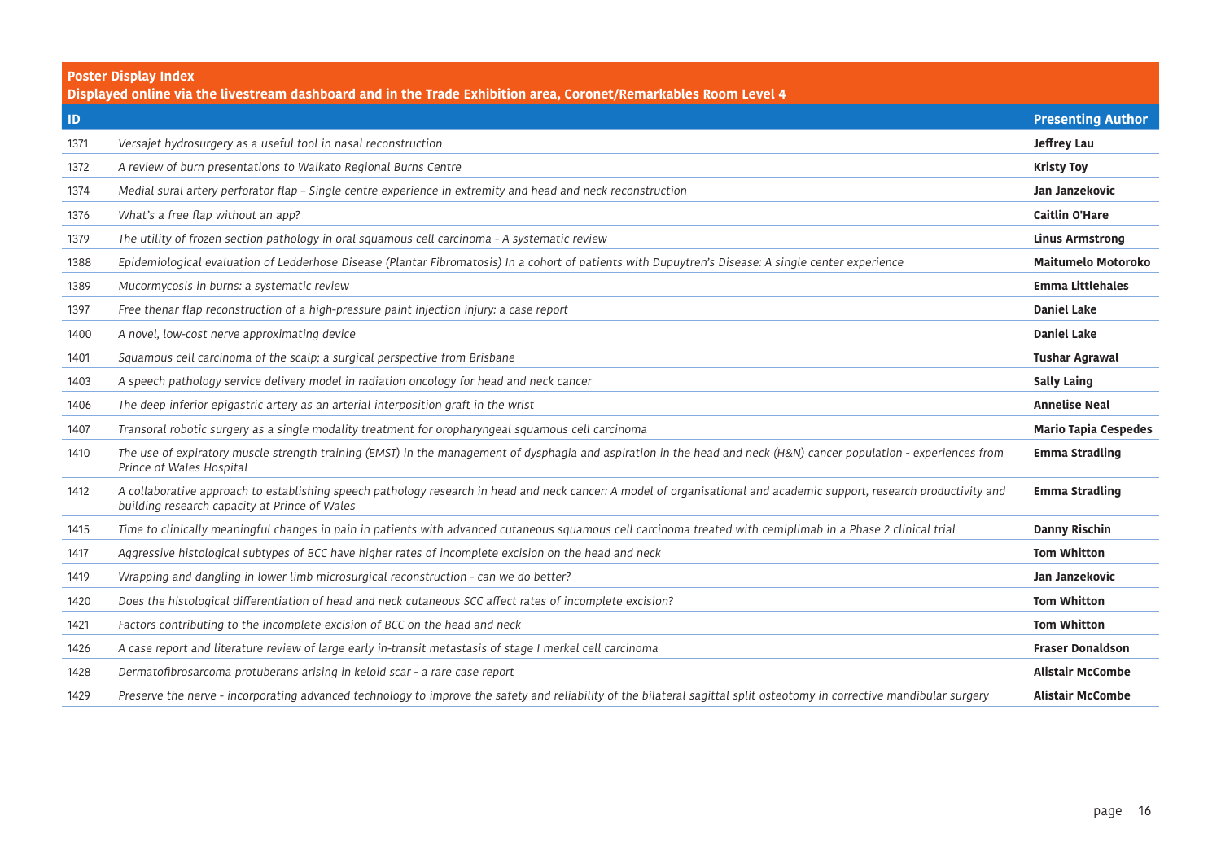## Poster Display Index

**Displayed online via the livestream dashboard and in the Trade Exhibition area, Coronet/Remarkables Room Level 4**

| ID | | Presenting Author |
|---|---|---|
| 1371 | *Versajet hydrosurgery as a useful tool in nasal reconstruction* | **Jeffrey Lau** |
| 1372 | *A review of burn presentations to Waikato Regional Burns Centre* | **Kristy Toy** |
| 1374 | *Medial sural artery perforator flap – Single centre experience in extremity and head and neck reconstruction* | **Jan Janzekovic** |
| 1376 | *What's a free flap without an app?* | **Caitlin O'Hare** |
| 1379 | *The utility of frozen section pathology in oral squamous cell carcinoma - A systematic review* | **Linus Armstrong** |
| 1388 | *Epidemiological evaluation of Ledderhose Disease (Plantar Fibromatosis) In a cohort of patients with Dupuytren's Disease: A single center experience* | **Maitumelo Motoroko** |
| 1389 | *Mucormycosis in burns: a systematic review* | **Emma Littlehales** |
| 1397 | *Free thenar flap reconstruction of a high-pressure paint injection injury: a case report* | **Daniel Lake** |
| 1400 | *A novel, low-cost nerve approximating device* | **Daniel Lake** |
| 1401 | *Squamous cell carcinoma of the scalp; a surgical perspective from Brisbane* | **Tushar Agrawal** |
| 1403 | *A speech pathology service delivery model in radiation oncology for head and neck cancer* | **Sally Laing** |
| 1406 | *The deep inferior epigastric artery as an arterial interposition graft in the wrist* | **Annelise Neal** |
| 1407 | *Transoral robotic surgery as a single modality treatment for oropharyngeal squamous cell carcinoma* | **Mario Tapia Cespedes** |
| 1410 | *The use of expiratory muscle strength training (EMST) in the management of dysphagia and aspiration in the head and neck (H&N) cancer population - experiences from Prince of Wales Hospital* | **Emma Stradling** |
| 1412 | *A collaborative approach to establishing speech pathology research in head and neck cancer: A model of organisational and academic support, research productivity and building research capacity at Prince of Wales* | **Emma Stradling** |
| 1415 | *Time to clinically meaningful changes in pain in patients with advanced cutaneous squamous cell carcinoma treated with cemiplimab in a Phase 2 clinical trial* | **Danny Rischin** |
| 1417 | *Aggressive histological subtypes of BCC have higher rates of incomplete excision on the head and neck* | **Tom Whitton** |
| 1419 | *Wrapping and dangling in lower limb microsurgical reconstruction - can we do better?* | **Jan Janzekovic** |
| 1420 | *Does the histological differentiation of head and neck cutaneous SCC affect rates of incomplete excision?* | **Tom Whitton** |
| 1421 | *Factors contributing to the incomplete excision of BCC on the head and neck* | **Tom Whitton** |
| 1426 | *A case report and literature review of large early in-transit metastasis of stage I merkel cell carcinoma* | **Fraser Donaldson** |
| 1428 | *Dermatofibrosarcoma protuberans arising in keloid scar - a rare case report* | **Alistair McCombe** |
| 1429 | *Preserve the nerve - incorporating advanced technology to improve the safety and reliability of the bilateral sagittal split osteotomy in corrective mandibular surgery* | **Alistair McCombe** |